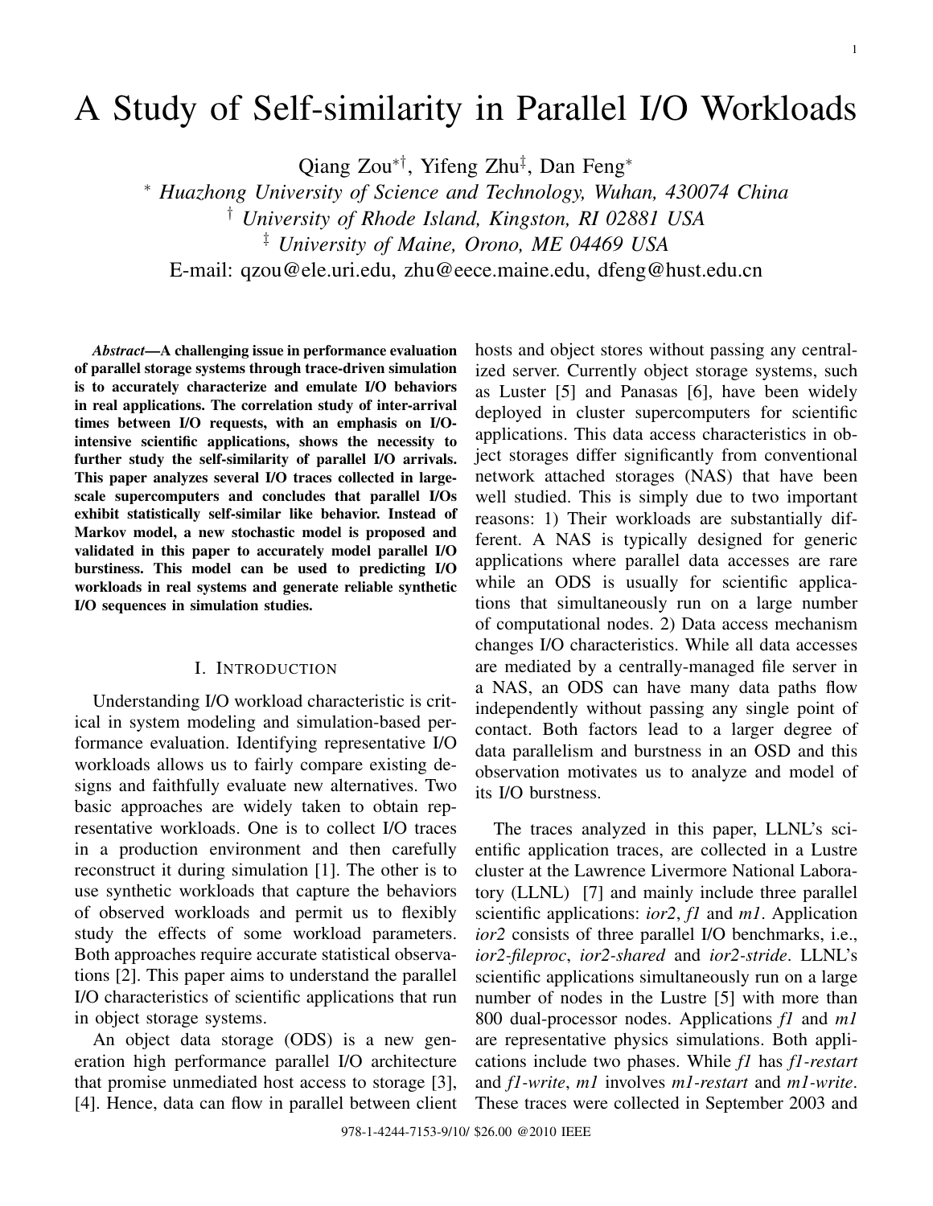# A Study of Self-similarity in Parallel I/O Workloads

Qiang Zou[*†], Yifeng Zhu[‡], Dan Feng[*]

[*] *Huazhong University of Science and Technology, Wuhan, 430074 China*
[†] *University of Rhode Island, Kingston, RI 02881 USA*
[‡] *University of Maine, Orono, ME 04469 USA*
E-mail: qzou@ele.uri.edu, zhu@eece.maine.edu, dfeng@hust.edu.cn

***Abstract*—A challenging issue in performance evaluation of parallel storage systems through trace-driven simulation is to accurately characterize and emulate I/O behaviors in real applications. The correlation study of inter-arrival times between I/O requests, with an emphasis on I/O-intensive scientific applications, shows the necessity to further study the self-similarity of parallel I/O arrivals. This paper analyzes several I/O traces collected in large-scale supercomputers and concludes that parallel I/Os exhibit statistically self-similar like behavior. Instead of Markov model, a new stochastic model is proposed and validated in this paper to accurately model parallel I/O burstiness. This model can be used to predicting I/O workloads in real systems and generate reliable synthetic I/O sequences in simulation studies.**

## I. Introduction

Understanding I/O workload characteristic is critical in system modeling and simulation-based performance evaluation. Identifying representative I/O workloads allows us to fairly compare existing designs and faithfully evaluate new alternatives. Two basic approaches are widely taken to obtain representative workloads. One is to collect I/O traces in a production environment and then carefully reconstruct it during simulation [1]. The other is to use synthetic workloads that capture the behaviors of observed workloads and permit us to flexibly study the effects of some workload parameters. Both approaches require accurate statistical observations [2]. This paper aims to understand the parallel I/O characteristics of scientific applications that run in object storage systems.

An object data storage (ODS) is a new generation high performance parallel I/O architecture that promise unmediated host access to storage [3], [4]. Hence, data can flow in parallel between client hosts and object stores without passing any centralized server. Currently object storage systems, such as Luster [5] and Panasas [6], have been widely deployed in cluster supercomputers for scientific applications. This data access characteristics in object storages differ significantly from conventional network attached storages (NAS) that have been well studied. This is simply due to two important reasons: 1) Their workloads are substantially different. A NAS is typically designed for generic applications where parallel data accesses are rare while an ODS is usually for scientific applications that simultaneously run on a large number of computational nodes. 2) Data access mechanism changes I/O characteristics. While all data accesses are mediated by a centrally-managed file server in a NAS, an ODS can have many data paths flow independently without passing any single point of contact. Both factors lead to a larger degree of data parallelism and burstness in an OSD and this observation motivates us to analyze and model of its I/O burstness.

The traces analyzed in this paper, LLNL's scientific application traces, are collected in a Lustre cluster at the Lawrence Livermore National Laboratory (LLNL) [7] and mainly include three parallel scientific applications: *ior2*, *f1* and *m1*. Application *ior2* consists of three parallel I/O benchmarks, i.e., *ior2-fileproc*, *ior2-shared* and *ior2-stride*. LLNL's scientific applications simultaneously run on a large number of nodes in the Lustre [5] with more than 800 dual-processor nodes. Applications *f1* and *m1* are representative physics simulations. Both applications include two phases. While *f1* has *f1-restart* and *f1-write*, *m1* involves *m1-restart* and *m1-write*. These traces were collected in September 2003 and

978-1-4244-7153-9/10/ $26.00 @2010 IEEE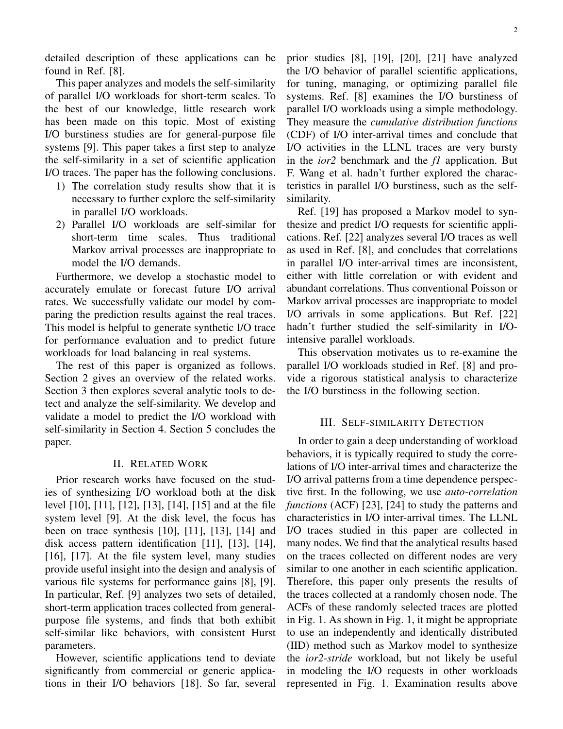detailed description of these applications can be found in Ref. [8].

This paper analyzes and models the self-similarity of parallel I/O workloads for short-term scales. To the best of our knowledge, little research work has been made on this topic. Most of existing I/O burstiness studies are for general-purpose file systems [9]. This paper takes a first step to analyze the self-similarity in a set of scientific application I/O traces. The paper has the following conclusions.

1) The correlation study results show that it is necessary to further explore the self-similarity in parallel I/O workloads.
2) Parallel I/O workloads are self-similar for short-term time scales. Thus traditional Markov arrival processes are inappropriate to model the I/O demands.

Furthermore, we develop a stochastic model to accurately emulate or forecast future I/O arrival rates. We successfully validate our model by comparing the prediction results against the real traces. This model is helpful to generate synthetic I/O trace for performance evaluation and to predict future workloads for load balancing in real systems.

The rest of this paper is organized as follows. Section 2 gives an overview of the related works. Section 3 then explores several analytic tools to detect and analyze the self-similarity. We develop and validate a model to predict the I/O workload with self-similarity in Section 4. Section 5 concludes the paper.

## II. Related Work

Prior research works have focused on the studies of synthesizing I/O workload both at the disk level [10], [11], [12], [13], [14], [15] and at the file system level [9]. At the disk level, the focus has been on trace synthesis [10], [11], [13], [14] and disk access pattern identification [11], [13], [14], [16], [17]. At the file system level, many studies provide useful insight into the design and analysis of various file systems for performance gains [8], [9]. In particular, Ref. [9] analyzes two sets of detailed, short-term application traces collected from general-purpose file systems, and finds that both exhibit self-similar like behaviors, with consistent Hurst parameters.

However, scientific applications tend to deviate significantly from commercial or generic applications in their I/O behaviors [18]. So far, several prior studies [8], [19], [20], [21] have analyzed the I/O behavior of parallel scientific applications, for tuning, managing, or optimizing parallel file systems. Ref. [8] examines the I/O burstiness of parallel I/O workloads using a simple methodology. They measure the *cumulative distribution functions* (CDF) of I/O inter-arrival times and conclude that I/O activities in the LLNL traces are very bursty in the *ior2* benchmark and the *f1* application. But F. Wang et al. hadn't further explored the characteristics in parallel I/O burstiness, such as the self-similarity.

Ref. [19] has proposed a Markov model to synthesize and predict I/O requests for scientific applications. Ref. [22] analyzes several I/O traces as well as used in Ref. [8], and concludes that correlations in parallel I/O inter-arrival times are inconsistent, either with little correlation or with evident and abundant correlations. Thus conventional Poisson or Markov arrival processes are inappropriate to model I/O arrivals in some applications. But Ref. [22] hadn't further studied the self-similarity in I/O-intensive parallel workloads.

This observation motivates us to re-examine the parallel I/O workloads studied in Ref. [8] and provide a rigorous statistical analysis to characterize the I/O burstiness in the following section.

## III. Self-similarity Detection

In order to gain a deep understanding of workload behaviors, it is typically required to study the correlations of I/O inter-arrival times and characterize the I/O arrival patterns from a time dependence perspective first. In the following, we use *auto-correlation functions* (ACF) [23], [24] to study the patterns and characteristics in I/O inter-arrival times. The LLNL I/O traces studied in this paper are collected in many nodes. We find that the analytical results based on the traces collected on different nodes are very similar to one another in each scientific application. Therefore, this paper only presents the results of the traces collected at a randomly chosen node. The ACFs of these randomly selected traces are plotted in Fig. 1. As shown in Fig. 1, it might be appropriate to use an independently and identically distributed (IID) method such as Markov model to synthesize the *ior2-stride* workload, but not likely be useful in modeling the I/O requests in other workloads represented in Fig. 1. Examination results above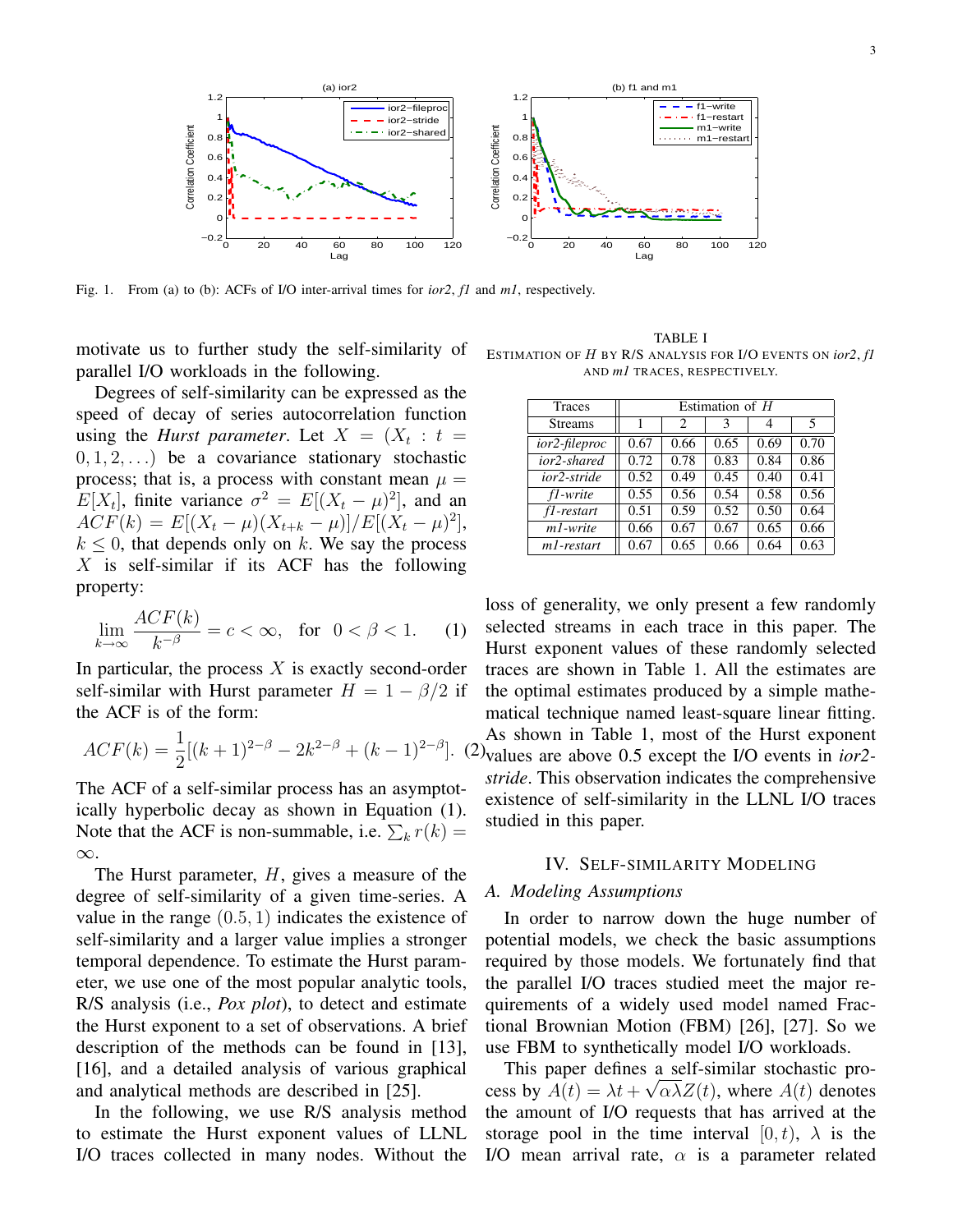Fig. 1. From (a) to (b): ACFs of I/O inter-arrival times for *ior2*, *f1* and *m1*, respectively.

motivate us to further study the self-similarity of parallel I/O workloads in the following.

Degrees of self-similarity can be expressed as the speed of decay of series autocorrelation function using the *Hurst parameter*. Let $X = (X_t : t = 0, 1, 2, \ldots)$ be a covariance stationary stochastic process; that is, a process with constant mean $\mu = E[X_t]$, finite variance $\sigma^2 = E[(X_t - \mu)^2]$, and an $ACF(k) = E[(X_t - \mu)(X_{t+k} - \mu)]/E[(X_t - \mu)^2]$, $k \leq 0$, that depends only on $k$. We say the process $X$ is self-similar if its ACF has the following property:

$$\lim_{k \to \infty} \frac{ACF(k)}{k^{-\beta}} = c < \infty, \quad \text{for} \quad 0 < \beta < 1. \qquad (1)$$

In particular, the process $X$ is exactly second-order self-similar with Hurst parameter $H = 1 - \beta/2$ if the ACF is of the form:

$$ACF(k) = \frac{1}{2}[(k+1)^{2-\beta} - 2k^{2-\beta} + (k-1)^{2-\beta}]. \quad (2)$$

The ACF of a self-similar process has an asymptotically hyperbolic decay as shown in Equation (1). Note that the ACF is non-summable, i.e. $\sum_k r(k) = \infty$.

The Hurst parameter, $H$, gives a measure of the degree of self-similarity of a given time-series. A value in the range $(0.5, 1)$ indicates the existence of self-similarity and a larger value implies a stronger temporal dependence. To estimate the Hurst parameter, we use one of the most popular analytic tools, R/S analysis (i.e., *Pox plot*), to detect and estimate the Hurst exponent to a set of observations. A brief description of the methods can be found in [13], [16], and a detailed analysis of various graphical and analytical methods are described in [25].

In the following, we use R/S analysis method to estimate the Hurst exponent values of LLNL I/O traces collected in many nodes. Without the loss of generality, we only present a few randomly selected streams in each trace in this paper. The Hurst exponent values of these randomly selected traces are shown in Table 1. All the estimates are the optimal estimates produced by a simple mathematical technique named least-square linear fitting. As shown in Table 1, most of the Hurst exponent values are above 0.5 except the I/O events in *ior2-stride*. This observation indicates the comprehensive existence of self-similarity in the LLNL I/O traces studied in this paper.

TABLE I
ESTIMATION OF $H$ BY R/S ANALYSIS FOR I/O EVENTS ON *ior2*, *f1* AND *m1* TRACES, RESPECTIVELY.

| Traces | Estimation of $H$ | | | | |
|---|---|---|---|---|---|
| Streams | 1 | 2 | 3 | 4 | 5 |
| *ior2-fileproc* | 0.67 | 0.66 | 0.65 | 0.69 | 0.70 |
| *ior2-shared* | 0.72 | 0.78 | 0.83 | 0.84 | 0.86 |
| *ior2-stride* | 0.52 | 0.49 | 0.45 | 0.40 | 0.41 |
| *f1-write* | 0.55 | 0.56 | 0.54 | 0.58 | 0.56 |
| *f1-restart* | 0.51 | 0.59 | 0.52 | 0.50 | 0.64 |
| *m1-write* | 0.66 | 0.67 | 0.67 | 0.65 | 0.66 |
| *m1-restart* | 0.67 | 0.65 | 0.66 | 0.64 | 0.63 |

## IV. Self-similarity Modeling

### A. Modeling Assumptions

In order to narrow down the huge number of potential models, we check the basic assumptions required by those models. We fortunately find that the parallel I/O traces studied meet the major requirements of a widely used model named Fractional Brownian Motion (FBM) [26], [27]. So we use FBM to synthetically model I/O workloads.

This paper defines a self-similar stochastic process by $A(t) = \lambda t + \sqrt{\alpha\lambda}Z(t)$, where $A(t)$ denotes the amount of I/O requests that has arrived at the storage pool in the time interval $[0, t)$, $\lambda$ is the I/O mean arrival rate, $\alpha$ is a parameter related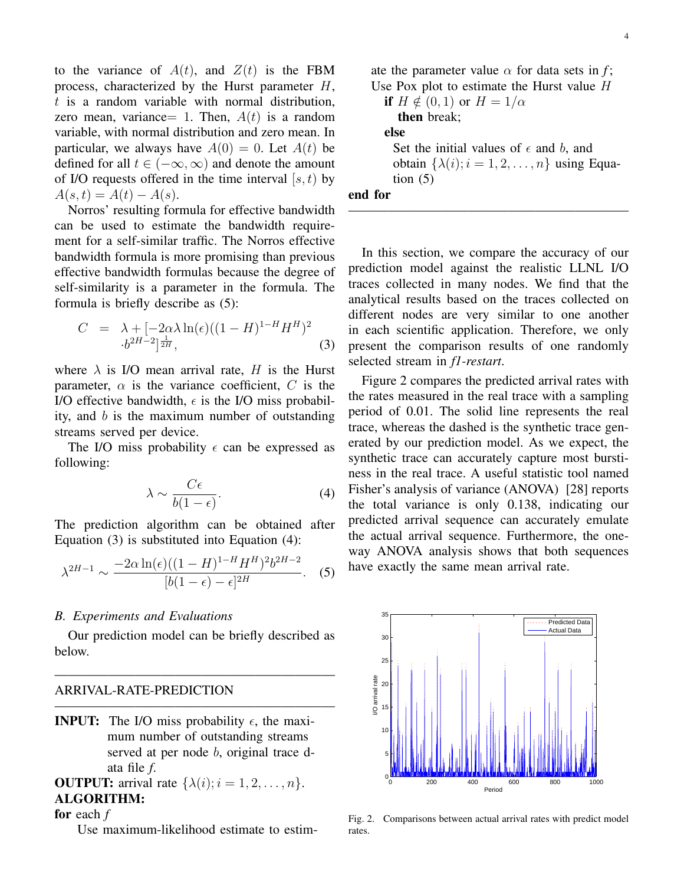to the variance of $A(t)$, and $Z(t)$ is the FBM process, characterized by the Hurst parameter $H$, $t$ is a random variable with normal distribution, zero mean, variance= 1. Then, $A(t)$ is a random variable, with normal distribution and zero mean. In particular, we always have $A(0) = 0$. Let $A(t)$ be defined for all $t \in (-\infty, \infty)$ and denote the amount of I/O requests offered in the time interval $[s, t)$ by $A(s, t) = A(t) - A(s)$.

Norros' resulting formula for effective bandwidth can be used to estimate the bandwidth requirement for a self-similar traffic. The Norros effective bandwidth formula is more promising than previous effective bandwidth formulas because the degree of self-similarity is a parameter in the formula. The formula is briefly describe as (5):

$$C = \lambda + [-2\alpha\lambda \ln(\epsilon)((1-H)^{1-H}H^{H})^{2} \cdot b^{2H-2}]^{\frac{1}{2H}}, \tag{3}$$

where $\lambda$ is I/O mean arrival rate, $H$ is the Hurst parameter, $\alpha$ is the variance coefficient, $C$ is the I/O effective bandwidth, $\epsilon$ is the I/O miss probability, and $b$ is the maximum number of outstanding streams served per device.

The I/O miss probability $\epsilon$ can be expressed as following:

$$\lambda \sim \frac{C\epsilon}{b(1-\epsilon)}. \tag{4}$$

The prediction algorithm can be obtained after Equation (3) is substituted into Equation (4):

$$\lambda^{2H-1} \sim \frac{-2\alpha \ln(\epsilon)((1-H)^{1-H}H^{H})^{2}b^{2H-2}}{[b(1-\epsilon)-\epsilon]^{2H}}. \tag{5}$$

### B. Experiments and Evaluations

Our prediction model can be briefly described as below.

---

ARRIVAL-RATE-PREDICTION

---

**INPUT:** The I/O miss probability $\epsilon$, the maximum number of outstanding streams served at per node $b$, original trace data file *f*.
**OUTPUT:** arrival rate $\{\lambda(i); i = 1, 2, \ldots, n\}$.
**ALGORITHM:**
**for** each $f$
  Use maximum-likelihood estimate to estimate the parameter value $\alpha$ for data sets in $f$;
  Use Pox plot to estimate the Hurst value $H$
    **if** $H \notin (0, 1)$ or $H = 1/\alpha$
      **then** break;
    **else**
      Set the initial values of $\epsilon$ and $b$, and obtain $\{\lambda(i); i = 1, 2, \ldots, n\}$ using Equation (5)
**end for**

---

In this section, we compare the accuracy of our prediction model against the realistic LLNL I/O traces collected in many nodes. We find that the analytical results based on the traces collected on different nodes are very similar to one another in each scientific application. Therefore, we only present the comparison results of one randomly selected stream in *f1-restart*.

Figure 2 compares the predicted arrival rates with the rates measured in the real trace with a sampling period of 0.01. The solid line represents the real trace, whereas the dashed is the synthetic trace generated by our prediction model. As we expect, the synthetic trace can accurately capture most burstiness in the real trace. A useful statistic tool named Fisher's analysis of variance (ANOVA) [28] reports the total variance is only 0.138, indicating our predicted arrival sequence can accurately emulate the actual arrival sequence. Furthermore, the one-way ANOVA analysis shows that both sequences have exactly the same mean arrival rate.

Fig. 2. Comparisons between actual arrival rates with predict model rates.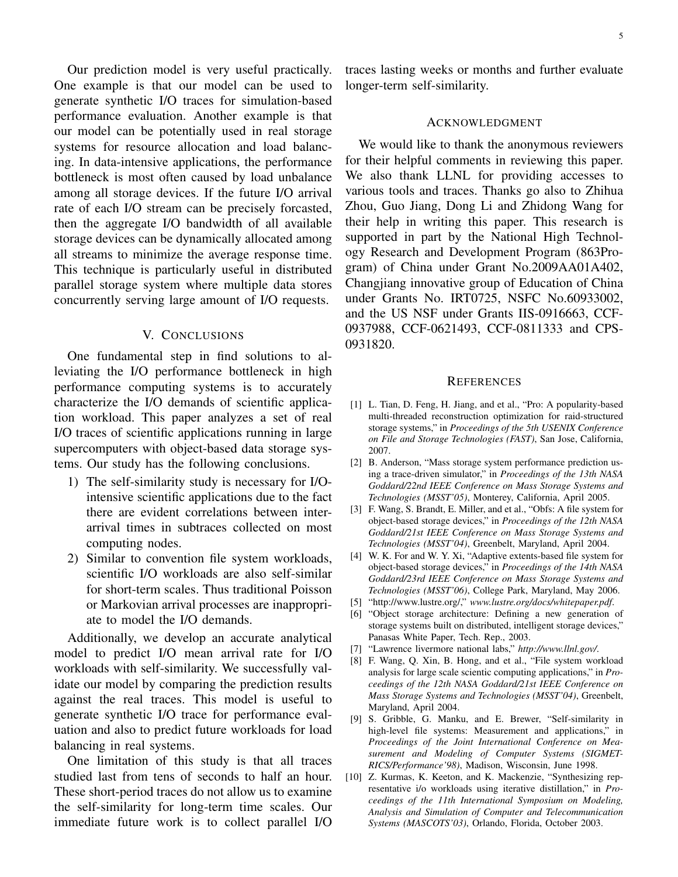Our prediction model is very useful practically. One example is that our model can be used to generate synthetic I/O traces for simulation-based performance evaluation. Another example is that our model can be potentially used in real storage systems for resource allocation and load balancing. In data-intensive applications, the performance bottleneck is most often caused by load unbalance among all storage devices. If the future I/O arrival rate of each I/O stream can be precisely forcasted, then the aggregate I/O bandwidth of all available storage devices can be dynamically allocated among all streams to minimize the average response time. This technique is particularly useful in distributed parallel storage system where multiple data stores concurrently serving large amount of I/O requests.

## V. Conclusions

One fundamental step in find solutions to alleviating the I/O performance bottleneck in high performance computing systems is to accurately characterize the I/O demands of scientific application workload. This paper analyzes a set of real I/O traces of scientific applications running in large supercomputers with object-based data storage systems. Our study has the following conclusions.

1) The self-similarity study is necessary for I/O-intensive scientific applications due to the fact there are evident correlations between inter-arrival times in subtraces collected on most computing nodes.
2) Similar to convention file system workloads, scientific I/O workloads are also self-similar for short-term scales. Thus traditional Poisson or Markovian arrival processes are inappropriate to model the I/O demands.

Additionally, we develop an accurate analytical model to predict I/O mean arrival rate for I/O workloads with self-similarity. We successfully validate our model by comparing the prediction results against the real traces. This model is useful to generate synthetic I/O trace for performance evaluation and also to predict future workloads for load balancing in real systems.

One limitation of this study is that all traces studied last from tens of seconds to half an hour. These short-period traces do not allow us to examine the self-similarity for long-term time scales. Our immediate future work is to collect parallel I/O traces lasting weeks or months and further evaluate longer-term self-similarity.

## Acknowledgment

We would like to thank the anonymous reviewers for their helpful comments in reviewing this paper. We also thank LLNL for providing accesses to various tools and traces. Thanks go also to Zhihua Zhou, Guo Jiang, Dong Li and Zhidong Wang for their help in writing this paper. This research is supported in part by the National High Technology Research and Development Program (863Program) of China under Grant No.2009AA01A402, Changjiang innovative group of Education of China under Grants No. IRT0725, NSFC No.60933002, and the US NSF under Grants IIS-0916663, CCF-0937988, CCF-0621493, CCF-0811333 and CPS-0931820.

## References

[1] L. Tian, D. Feng, H. Jiang, and et al., "Pro: A popularity-based multi-threaded reconstruction optimization for raid-structured storage systems," in *Proceedings of the 5th USENIX Conference on File and Storage Technologies (FAST)*, San Jose, California, 2007.

[2] B. Anderson, "Mass storage system performance prediction using a trace-driven simulator," in *Proceedings of the 13th NASA Goddard/22nd IEEE Conference on Mass Storage Systems and Technologies (MSST'05)*, Monterey, California, April 2005.

[3] F. Wang, S. Brandt, E. Miller, and et al., "Obfs: A file system for object-based storage devices," in *Proceedings of the 12th NASA Goddard/21st IEEE Conference on Mass Storage Systems and Technologies (MSST'04)*, Greenbelt, Maryland, April 2004.

[4] W. K. For and W. Y. Xi, "Adaptive extents-based file system for object-based storage devices," in *Proceedings of the 14th NASA Goddard/23rd IEEE Conference on Mass Storage Systems and Technologies (MSST'06)*, College Park, Maryland, May 2006.

[5] "http://www.lustre.org/," *www.lustre.org/docs/whitepaper.pdf.*

[6] "Object storage architecture: Defining a new generation of storage systems built on distributed, intelligent storage devices," Panasas White Paper, Tech. Rep., 2003.

[7] "Lawrence livermore national labs," *http://www.llnl.gov/.*

[8] F. Wang, Q. Xin, B. Hong, and et al., "File system workload analysis for large scale scientic computing applications," in *Proceedings of the 12th NASA Goddard/21st IEEE Conference on Mass Storage Systems and Technologies (MSST'04)*, Greenbelt, Maryland, April 2004.

[9] S. Gribble, G. Manku, and E. Brewer, "Self-similarity in high-level file systems: Measurement and applications," in *Proceedings of the Joint International Conference on Measurement and Modeling of Computer Systems (SIGMETRICS/Performance'98)*, Madison, Wisconsin, June 1998.

[10] Z. Kurmas, K. Keeton, and K. Mackenzie, "Synthesizing representative i/o workloads using iterative distillation," in *Proceedings of the 11th International Symposium on Modeling, Analysis and Simulation of Computer and Telecommunication Systems (MASCOTS'03)*, Orlando, Florida, October 2003.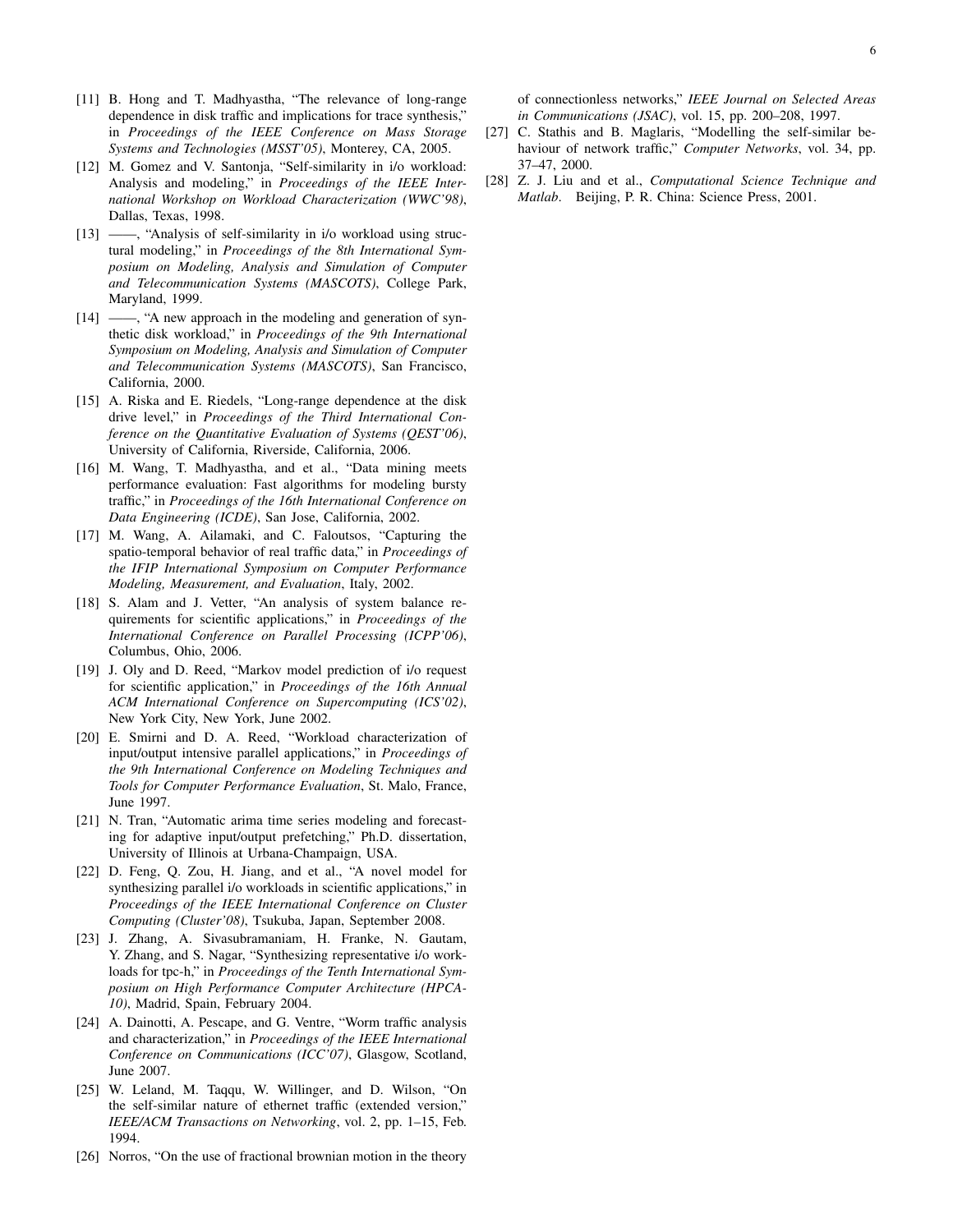- [11] B. Hong and T. Madhyastha, "The relevance of long-range dependence in disk traffic and implications for trace synthesis," in *Proceedings of the IEEE Conference on Mass Storage Systems and Technologies (MSST'05)*, Monterey, CA, 2005.
- [12] M. Gomez and V. Santonja, "Self-similarity in i/o workload: Analysis and modeling," in *Proceedings of the IEEE International Workshop on Workload Characterization (WWC'98)*, Dallas, Texas, 1998.
- [13] ——, "Analysis of self-similarity in i/o workload using structural modeling," in *Proceedings of the 8th International Symposium on Modeling, Analysis and Simulation of Computer and Telecommunication Systems (MASCOTS)*, College Park, Maryland, 1999.
- [14] ——, "A new approach in the modeling and generation of synthetic disk workload," in *Proceedings of the 9th International Symposium on Modeling, Analysis and Simulation of Computer and Telecommunication Systems (MASCOTS)*, San Francisco, California, 2000.
- [15] A. Riska and E. Riedels, "Long-range dependence at the disk drive level," in *Proceedings of the Third International Conference on the Quantitative Evaluation of Systems (QEST'06)*, University of California, Riverside, California, 2006.
- [16] M. Wang, T. Madhyastha, and et al., "Data mining meets performance evaluation: Fast algorithms for modeling bursty traffic," in *Proceedings of the 16th International Conference on Data Engineering (ICDE)*, San Jose, California, 2002.
- [17] M. Wang, A. Ailamaki, and C. Faloutsos, "Capturing the spatio-temporal behavior of real traffic data," in *Proceedings of the IFIP International Symposium on Computer Performance Modeling, Measurement, and Evaluation*, Italy, 2002.
- [18] S. Alam and J. Vetter, "An analysis of system balance requirements for scientific applications," in *Proceedings of the International Conference on Parallel Processing (ICPP'06)*, Columbus, Ohio, 2006.
- [19] J. Oly and D. Reed, "Markov model prediction of i/o request for scientific application," in *Proceedings of the 16th Annual ACM International Conference on Supercomputing (ICS'02)*, New York City, New York, June 2002.
- [20] E. Smirni and D. A. Reed, "Workload characterization of input/output intensive parallel applications," in *Proceedings of the 9th International Conference on Modeling Techniques and Tools for Computer Performance Evaluation*, St. Malo, France, June 1997.
- [21] N. Tran, "Automatic arima time series modeling and forecasting for adaptive input/output prefetching," Ph.D. dissertation, University of Illinois at Urbana-Champaign, USA.
- [22] D. Feng, Q. Zou, H. Jiang, and et al., "A novel model for synthesizing parallel i/o workloads in scientific applications," in *Proceedings of the IEEE International Conference on Cluster Computing (Cluster'08)*, Tsukuba, Japan, September 2008.
- [23] J. Zhang, A. Sivasubramaniam, H. Franke, N. Gautam, Y. Zhang, and S. Nagar, "Synthesizing representative i/o workloads for tpc-h," in *Proceedings of the Tenth International Symposium on High Performance Computer Architecture (HPCA-10)*, Madrid, Spain, February 2004.
- [24] A. Dainotti, A. Pescape, and G. Ventre, "Worm traffic analysis and characterization," in *Proceedings of the IEEE International Conference on Communications (ICC'07)*, Glasgow, Scotland, June 2007.
- [25] W. Leland, M. Taqqu, W. Willinger, and D. Wilson, "On the self-similar nature of ethernet traffic (extended version," *IEEE/ACM Transactions on Networking*, vol. 2, pp. 1–15, Feb. 1994.
- [26] Norros, "On the use of fractional brownian motion in the theory of connectionless networks," *IEEE Journal on Selected Areas in Communications (JSAC)*, vol. 15, pp. 200–208, 1997.
- [27] C. Stathis and B. Maglaris, "Modelling the self-similar behaviour of network traffic," *Computer Networks*, vol. 34, pp. 37–47, 2000.
- [28] Z. J. Liu and et al., *Computational Science Technique and Matlab*. Beijing, P. R. China: Science Press, 2001.